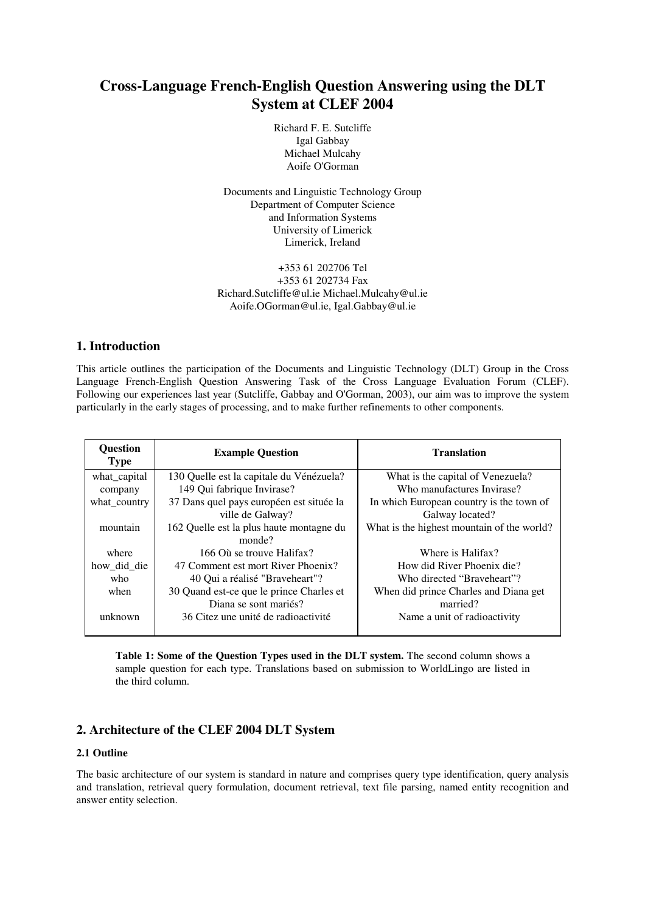# Cross-Language French-English Question Answering using the DLT System at CLEF 2004

Richard F. E. Sutcliffe
Igal Gabbay
Michael Mulcahy
Aoife O'Gorman

Documents and Linguistic Technology Group
Department of Computer Science
and Information Systems
University of Limerick
Limerick, Ireland

+353 61 202706 Tel
+353 61 202734 Fax
Richard.Sutcliffe@ul.ie Michael.Mulcahy@ul.ie
Aoife.OGorman@ul.ie, Igal.Gabbay@ul.ie

## 1. Introduction

This article outlines the participation of the Documents and Linguistic Technology (DLT) Group in the Cross Language French-English Question Answering Task of the Cross Language Evaluation Forum (CLEF). Following our experiences last year (Sutcliffe, Gabbay and O'Gorman, 2003), our aim was to improve the system particularly in the early stages of processing, and to make further refinements to other components.

| Question Type | Example Question | Translation |
|---|---|---|
| what_capital | 130 Quelle est la capitale du Vénézuela? | What is the capital of Venezuela? |
| company | 149 Qui fabrique Invirase? | Who manufactures Invirase? |
| what_country | 37 Dans quel pays européen est située la ville de Galway? | In which European country is the town of Galway located? |
| mountain | 162 Quelle est la plus haute montagne du monde? | What is the highest mountain of the world? |
| where | 166 Où se trouve Halifax? | Where is Halifax? |
| how_did_die | 47 Comment est mort River Phoenix? | How did River Phoenix die? |
| who | 40 Qui a réalisé "Braveheart"? | Who directed "Braveheart"? |
| when | 30 Quand est-ce que le prince Charles et Diana se sont mariés? | When did prince Charles and Diana get married? |
| unknown | 36 Citez une unité de radioactivité | Name a unit of radioactivity |

**Table 1: Some of the Question Types used in the DLT system.** The second column shows a sample question for each type. Translations based on submission to WorldLingo are listed in the third column.

## 2. Architecture of the CLEF 2004 DLT System

### 2.1 Outline

The basic architecture of our system is standard in nature and comprises query type identification, query analysis and translation, retrieval query formulation, document retrieval, text file parsing, named entity recognition and answer entity selection.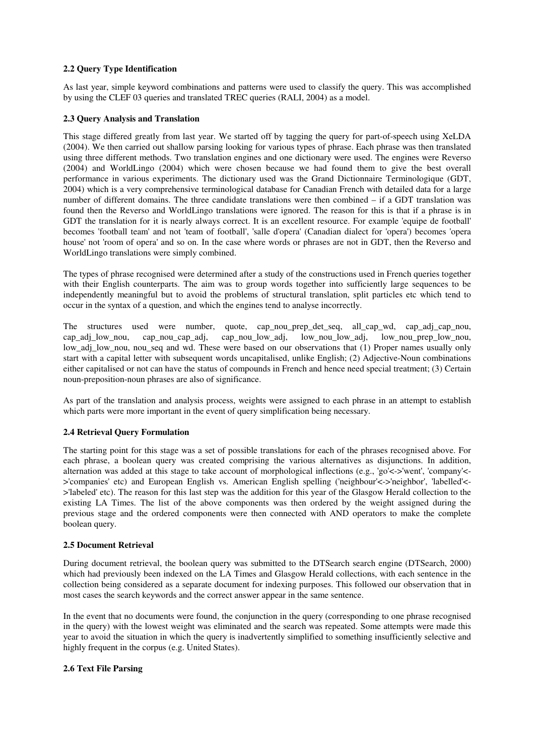**2.2 Query Type Identification**

As last year, simple keyword combinations and patterns were used to classify the query. This was accomplished by using the CLEF 03 queries and translated TREC queries (RALI, 2004) as a model.

**2.3 Query Analysis and Translation**

This stage differed greatly from last year. We started off by tagging the query for part-of-speech using XeLDA (2004). We then carried out shallow parsing looking for various types of phrase. Each phrase was then translated using three different methods. Two translation engines and one dictionary were used. The engines were Reverso (2004) and WorldLingo (2004) which were chosen because we had found them to give the best overall performance in various experiments. The dictionary used was the Grand Dictionnaire Terminologique (GDT, 2004) which is a very comprehensive terminological database for Canadian French with detailed data for a large number of different domains. The three candidate translations were then combined – if a GDT translation was found then the Reverso and WorldLingo translations were ignored. The reason for this is that if a phrase is in GDT the translation for it is nearly always correct. It is an excellent resource. For example 'equipe de football' becomes 'football team' and not 'team of football', 'salle d'opera' (Canadian dialect for 'opera') becomes 'opera house' not 'room of opera' and so on. In the case where words or phrases are not in GDT, then the Reverso and WorldLingo translations were simply combined.

The types of phrase recognised were determined after a study of the constructions used in French queries together with their English counterparts. The aim was to group words together into sufficiently large sequences to be independently meaningful but to avoid the problems of structural translation, split particles etc which tend to occur in the syntax of a question, and which the engines tend to analyse incorrectly.

The structures used were number, quote, cap_nou_prep_det_seq, all_cap_wd, cap_adj_cap_nou, cap_adj_low_nou, cap_nou_cap_adj, cap_nou_low_adj, low_nou_low_adj, low_nou_prep_low_nou, low_adj_low_nou, nou_seq and wd. These were based on our observations that (1) Proper names usually only start with a capital letter with subsequent words uncapitalised, unlike English; (2) Adjective-Noun combinations either capitalised or not can have the status of compounds in French and hence need special treatment; (3) Certain noun-preposition-noun phrases are also of significance.

As part of the translation and analysis process, weights were assigned to each phrase in an attempt to establish which parts were more important in the event of query simplification being necessary.

**2.4 Retrieval Query Formulation**

The starting point for this stage was a set of possible translations for each of the phrases recognised above. For each phrase, a boolean query was created comprising the various alternatives as disjunctions. In addition, alternation was added at this stage to take account of morphological inflections (e.g., 'go'<->'went', 'company'<->'companies' etc) and European English vs. American English spelling ('neighbour'<->'neighbor', 'labelled'<->'labeled' etc). The reason for this last step was the addition for this year of the Glasgow Herald collection to the existing LA Times. The list of the above components was then ordered by the weight assigned during the previous stage and the ordered components were then connected with AND operators to make the complete boolean query.

**2.5 Document Retrieval**

During document retrieval, the boolean query was submitted to the DTSearch search engine (DTSearch, 2000) which had previously been indexed on the LA Times and Glasgow Herald collections, with each sentence in the collection being considered as a separate document for indexing purposes. This followed our observation that in most cases the search keywords and the correct answer appear in the same sentence.

In the event that no documents were found, the conjunction in the query (corresponding to one phrase recognised in the query) with the lowest weight was eliminated and the search was repeated. Some attempts were made this year to avoid the situation in which the query is inadvertently simplified to something insufficiently selective and highly frequent in the corpus (e.g. United States).

**2.6 Text File Parsing**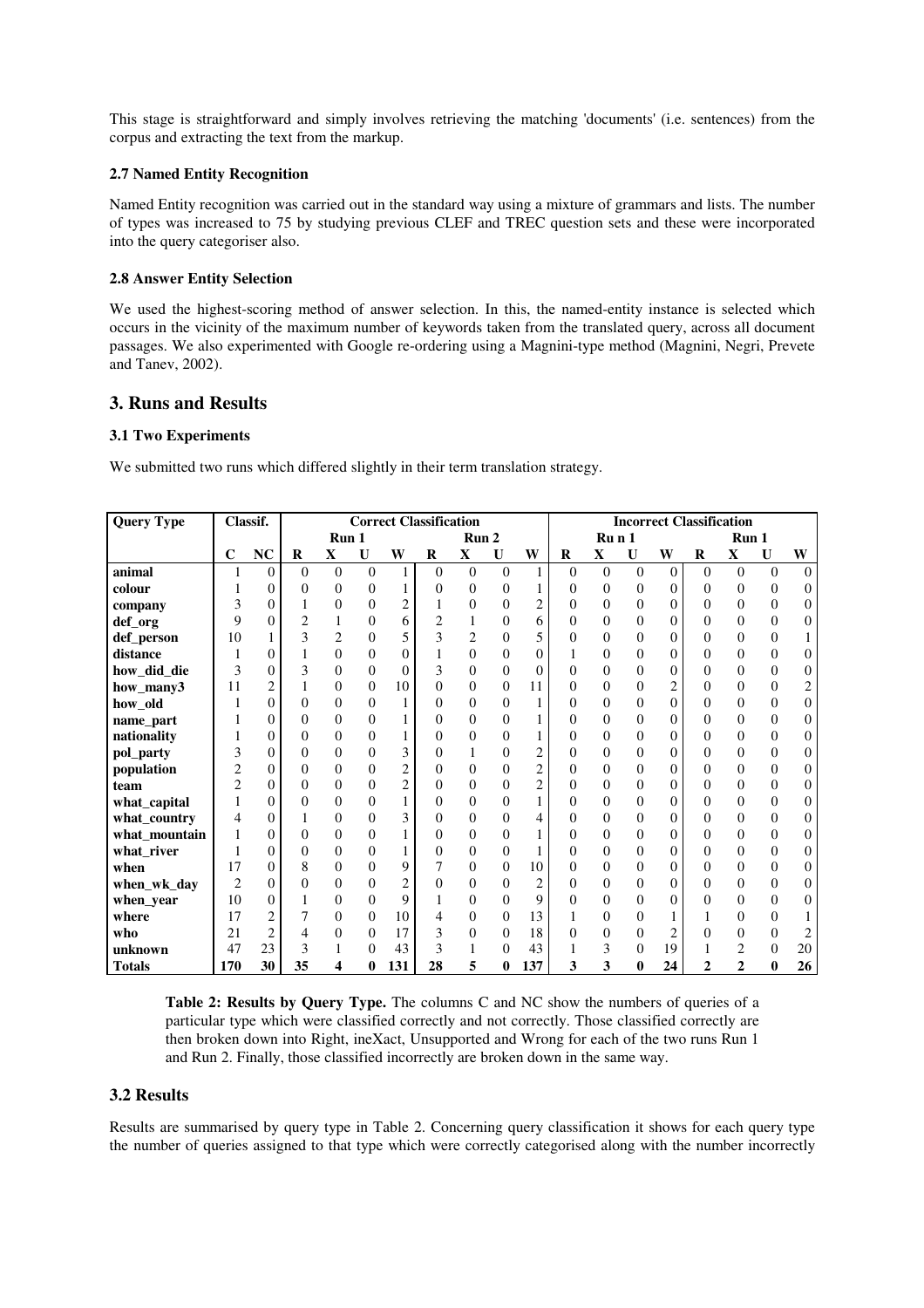This stage is straightforward and simply involves retrieving the matching 'documents' (i.e. sentences) from the corpus and extracting the text from the markup.

### 2.7 Named Entity Recognition

Named Entity recognition was carried out in the standard way using a mixture of grammars and lists. The number of types was increased to 75 by studying previous CLEF and TREC question sets and these were incorporated into the query categoriser also.

### 2.8 Answer Entity Selection

We used the highest-scoring method of answer selection. In this, the named-entity instance is selected which occurs in the vicinity of the maximum number of keywords taken from the translated query, across all document passages. We also experimented with Google re-ordering using a Magnini-type method (Magnini, Negri, Prevete and Tanev, 2002).

## 3. Runs and Results

### 3.1 Two Experiments

We submitted two runs which differed slightly in their term translation strategy.

| Query Type | Classif. | | Correct Classification | | | | | | | | Incorrect Classification | | | | | | | |
|---|---|---|---|---|---|---|---|---|---|---|---|---|---|---|---|---|---|---|
| | | | Run 1 | | | | Run 2 | | | | Ru n 1 | | | | Run 1 | | | |
| | **C** | **NC** | **R** | **X** | **U** | **W** | **R** | **X** | **U** | **W** | **R** | **X** | **U** | **W** | **R** | **X** | **U** | **W** |
| **animal** | 1 | 0 | 0 | 0 | 0 | 1 | 0 | 0 | 0 | 1 | 0 | 0 | 0 | 0 | 0 | 0 | 0 | 0 |
| **colour** | 1 | 0 | 0 | 0 | 0 | 1 | 0 | 0 | 0 | 1 | 0 | 0 | 0 | 0 | 0 | 0 | 0 | 0 |
| **company** | 3 | 0 | 1 | 0 | 0 | 2 | 1 | 0 | 0 | 2 | 0 | 0 | 0 | 0 | 0 | 0 | 0 | 0 |
| **def_org** | 9 | 0 | 2 | 1 | 0 | 6 | 2 | 1 | 0 | 6 | 0 | 0 | 0 | 0 | 0 | 0 | 0 | 0 |
| **def_person** | 10 | 1 | 3 | 2 | 0 | 5 | 3 | 2 | 0 | 5 | 0 | 0 | 0 | 0 | 0 | 0 | 0 | 1 |
| **distance** | 1 | 0 | 1 | 0 | 0 | 0 | 1 | 0 | 0 | 0 | 1 | 0 | 0 | 0 | 0 | 0 | 0 | 0 |
| **how_did_die** | 3 | 0 | 3 | 0 | 0 | 0 | 3 | 0 | 0 | 0 | 0 | 0 | 0 | 0 | 0 | 0 | 0 | 0 |
| **how_many3** | 11 | 2 | 1 | 0 | 0 | 10 | 0 | 0 | 0 | 11 | 0 | 0 | 0 | 2 | 0 | 0 | 0 | 2 |
| **how_old** | 1 | 0 | 0 | 0 | 0 | 1 | 0 | 0 | 0 | 1 | 0 | 0 | 0 | 0 | 0 | 0 | 0 | 0 |
| **name_part** | 1 | 0 | 0 | 0 | 0 | 1 | 0 | 0 | 0 | 1 | 0 | 0 | 0 | 0 | 0 | 0 | 0 | 0 |
| **nationality** | 1 | 0 | 0 | 0 | 0 | 1 | 0 | 0 | 0 | 1 | 0 | 0 | 0 | 0 | 0 | 0 | 0 | 0 |
| **pol_party** | 3 | 0 | 0 | 0 | 0 | 3 | 0 | 1 | 0 | 2 | 0 | 0 | 0 | 0 | 0 | 0 | 0 | 0 |
| **population** | 2 | 0 | 0 | 0 | 0 | 2 | 0 | 0 | 0 | 2 | 0 | 0 | 0 | 0 | 0 | 0 | 0 | 0 |
| **team** | 2 | 0 | 0 | 0 | 0 | 2 | 0 | 0 | 0 | 2 | 0 | 0 | 0 | 0 | 0 | 0 | 0 | 0 |
| **what_capital** | 1 | 0 | 0 | 0 | 0 | 1 | 0 | 0 | 0 | 1 | 0 | 0 | 0 | 0 | 0 | 0 | 0 | 0 |
| **what_country** | 4 | 0 | 1 | 0 | 0 | 3 | 0 | 0 | 0 | 4 | 0 | 0 | 0 | 0 | 0 | 0 | 0 | 0 |
| **what_mountain** | 1 | 0 | 0 | 0 | 0 | 1 | 0 | 0 | 0 | 1 | 0 | 0 | 0 | 0 | 0 | 0 | 0 | 0 |
| **what_river** | 1 | 0 | 0 | 0 | 0 | 1 | 0 | 0 | 0 | 1 | 0 | 0 | 0 | 0 | 0 | 0 | 0 | 0 |
| **when** | 17 | 0 | 8 | 0 | 0 | 9 | 7 | 0 | 0 | 10 | 0 | 0 | 0 | 0 | 0 | 0 | 0 | 0 |
| **when_wk_day** | 2 | 0 | 0 | 0 | 0 | 2 | 0 | 0 | 0 | 2 | 0 | 0 | 0 | 0 | 0 | 0 | 0 | 0 |
| **when_year** | 10 | 0 | 1 | 0 | 0 | 9 | 1 | 0 | 0 | 9 | 0 | 0 | 0 | 0 | 0 | 0 | 0 | 0 |
| **where** | 17 | 2 | 7 | 0 | 0 | 10 | 4 | 0 | 0 | 13 | 1 | 0 | 0 | 1 | 1 | 0 | 0 | 1 |
| **who** | 21 | 2 | 4 | 0 | 0 | 17 | 3 | 0 | 0 | 18 | 0 | 0 | 0 | 2 | 0 | 0 | 0 | 2 |
| **unknown** | 47 | 23 | 3 | 1 | 0 | 43 | 3 | 1 | 0 | 43 | 1 | 3 | 0 | 19 | 1 | 2 | 0 | 20 |
| **Totals** | **170** | **30** | **35** | **4** | **0** | **131** | **28** | **5** | **0** | **137** | **3** | **3** | **0** | **24** | **2** | **2** | **0** | **26** |

**Table 2: Results by Query Type.** The columns C and NC show the numbers of queries of a particular type which were classified correctly and not correctly. Those classified correctly are then broken down into Right, ineXact, Unsupported and Wrong for each of the two runs Run 1 and Run 2. Finally, those classified incorrectly are broken down in the same way.

### 3.2 Results

Results are summarised by query type in Table 2. Concerning query classification it shows for each query type the number of queries assigned to that type which were correctly categorised along with the number incorrectly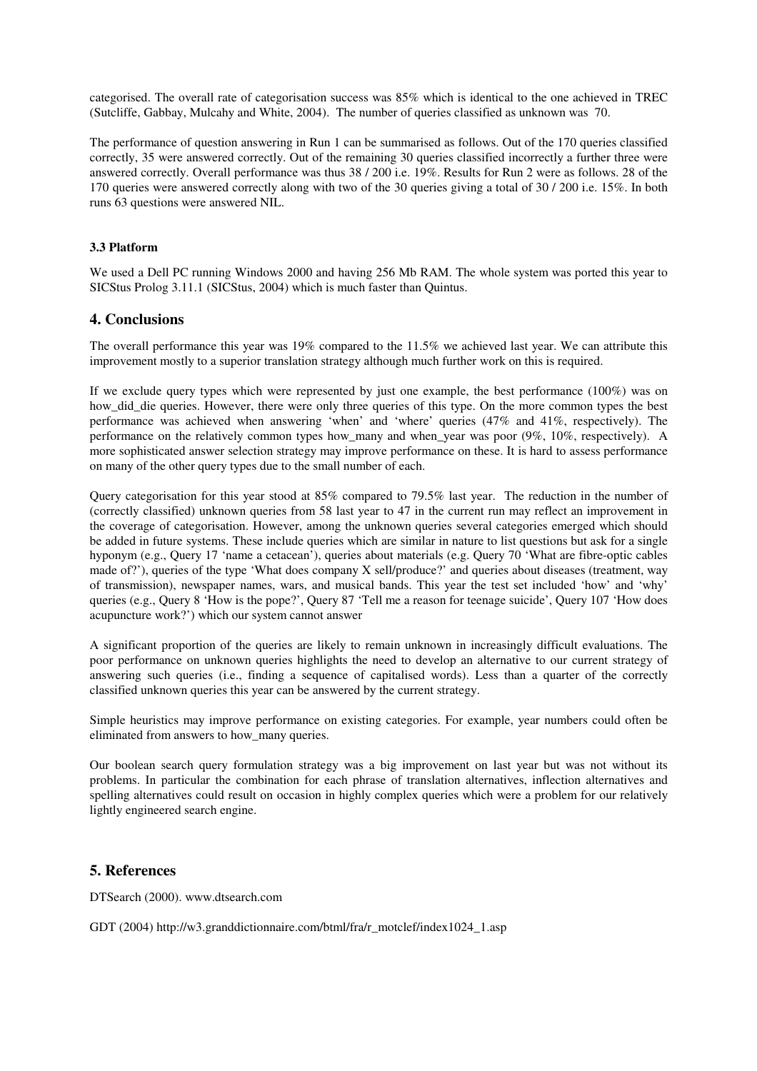categorised. The overall rate of categorisation success was 85% which is identical to the one achieved in TREC (Sutcliffe, Gabbay, Mulcahy and White, 2004). The number of queries classified as unknown was 70.

The performance of question answering in Run 1 can be summarised as follows. Out of the 170 queries classified correctly, 35 were answered correctly. Out of the remaining 30 queries classified incorrectly a further three were answered correctly. Overall performance was thus 38 / 200 i.e. 19%. Results for Run 2 were as follows. 28 of the 170 queries were answered correctly along with two of the 30 queries giving a total of 30 / 200 i.e. 15%. In both runs 63 questions were answered NIL.

### 3.3 Platform

We used a Dell PC running Windows 2000 and having 256 Mb RAM. The whole system was ported this year to SICStus Prolog 3.11.1 (SICStus, 2004) which is much faster than Quintus.

## 4. Conclusions

The overall performance this year was 19% compared to the 11.5% we achieved last year. We can attribute this improvement mostly to a superior translation strategy although much further work on this is required.

If we exclude query types which were represented by just one example, the best performance (100%) was on how_did_die queries. However, there were only three queries of this type. On the more common types the best performance was achieved when answering 'when' and 'where' queries (47% and 41%, respectively). The performance on the relatively common types how_many and when_year was poor (9%, 10%, respectively). A more sophisticated answer selection strategy may improve performance on these. It is hard to assess performance on many of the other query types due to the small number of each.

Query categorisation for this year stood at 85% compared to 79.5% last year. The reduction in the number of (correctly classified) unknown queries from 58 last year to 47 in the current run may reflect an improvement in the coverage of categorisation. However, among the unknown queries several categories emerged which should be added in future systems. These include queries which are similar in nature to list questions but ask for a single hyponym (e.g., Query 17 'name a cetacean'), queries about materials (e.g. Query 70 'What are fibre-optic cables made of?'), queries of the type 'What does company X sell/produce?' and queries about diseases (treatment, way of transmission), newspaper names, wars, and musical bands. This year the test set included 'how' and 'why' queries (e.g., Query 8 'How is the pope?', Query 87 'Tell me a reason for teenage suicide', Query 107 'How does acupuncture work?') which our system cannot answer

A significant proportion of the queries are likely to remain unknown in increasingly difficult evaluations. The poor performance on unknown queries highlights the need to develop an alternative to our current strategy of answering such queries (i.e., finding a sequence of capitalised words). Less than a quarter of the correctly classified unknown queries this year can be answered by the current strategy.

Simple heuristics may improve performance on existing categories. For example, year numbers could often be eliminated from answers to how_many queries.

Our boolean search query formulation strategy was a big improvement on last year but was not without its problems. In particular the combination for each phrase of translation alternatives, inflection alternatives and spelling alternatives could result on occasion in highly complex queries which were a problem for our relatively lightly engineered search engine.

## 5. References

DTSearch (2000). www.dtsearch.com

GDT (2004) http://w3.granddictionnaire.com/btml/fra/r_motclef/index1024_1.asp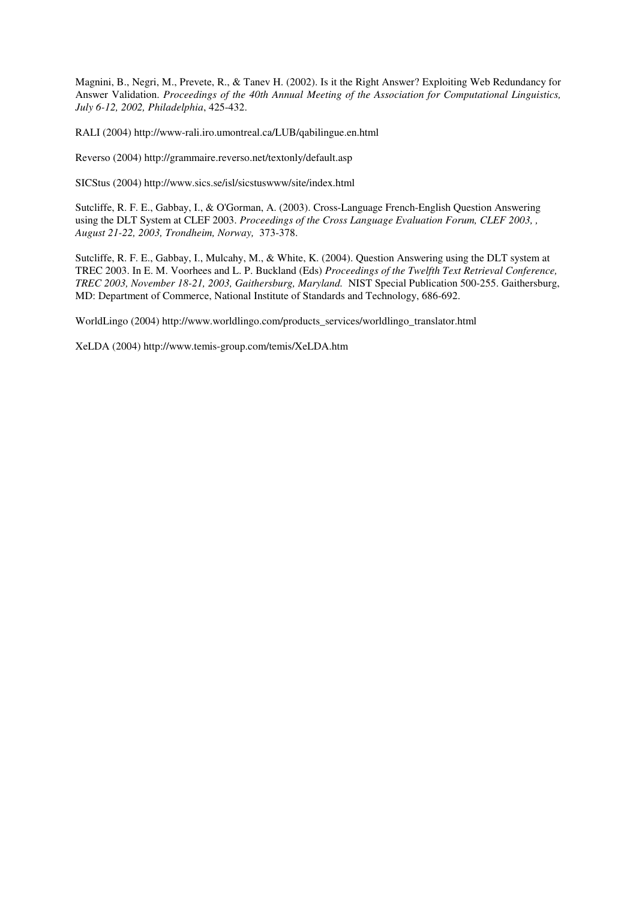Magnini, B., Negri, M., Prevete, R., & Tanev H. (2002). Is it the Right Answer? Exploiting Web Redundancy for Answer Validation. *Proceedings of the 40th Annual Meeting of the Association for Computational Linguistics, July 6-12, 2002, Philadelphia*, 425-432.

RALI (2004) http://www-rali.iro.umontreal.ca/LUB/qabilingue.en.html

Reverso (2004) http://grammaire.reverso.net/textonly/default.asp

SICStus (2004) http://www.sics.se/isl/sicstuswww/site/index.html

Sutcliffe, R. F. E., Gabbay, I., & O'Gorman, A. (2003). Cross-Language French-English Question Answering using the DLT System at CLEF 2003. *Proceedings of the Cross Language Evaluation Forum, CLEF 2003, , August 21-22, 2003, Trondheim, Norway,* 373-378.

Sutcliffe, R. F. E., Gabbay, I., Mulcahy, M., & White, K. (2004). Question Answering using the DLT system at TREC 2003. In E. M. Voorhees and L. P. Buckland (Eds) *Proceedings of the Twelfth Text Retrieval Conference, TREC 2003, November 18-21, 2003, Gaithersburg, Maryland.* NIST Special Publication 500-255. Gaithersburg, MD: Department of Commerce, National Institute of Standards and Technology, 686-692.

WorldLingo (2004) http://www.worldlingo.com/products_services/worldlingo_translator.html

XeLDA (2004) http://www.temis-group.com/temis/XeLDA.htm